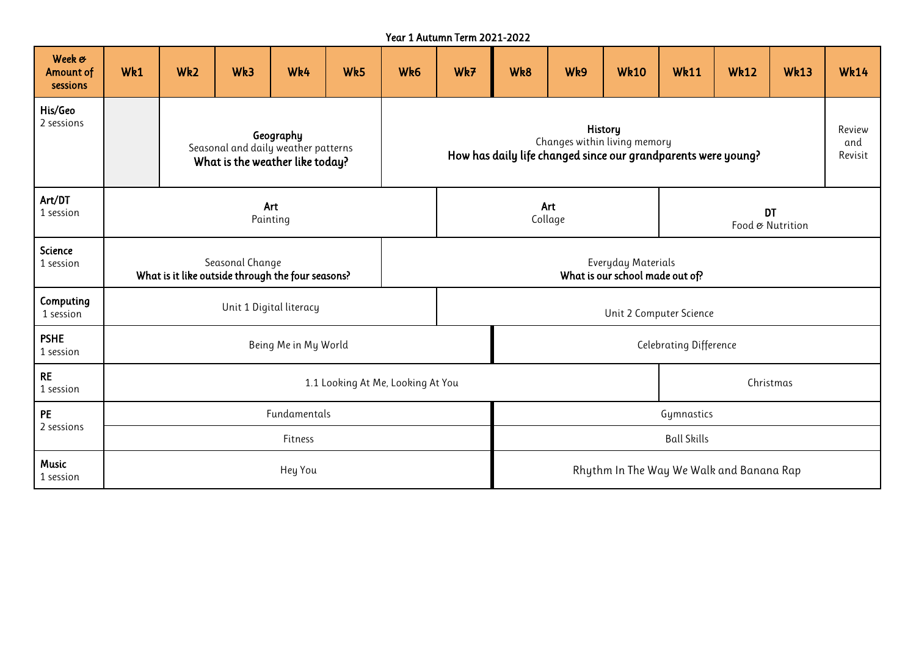Year 1 Autumn Term 2021-2022

| Week & Amount of sessions | Wk1 | Wk2 | Wk3 | Wk4 | Wk5 | Wk6 | Wk7 | Wk8 | Wk9 | Wk10 | Wk11 | Wk12 | Wk13 | Wk14 |
|---|---|---|---|---|---|---|---|---|---|---|---|---|---|---|
| **His/Geo** 2 sessions | | **Geography** Seasonal and daily weather patterns **What is the weather like today?** | | | | **History** Changes within living memory **How has daily life changed since our grandparents were young?** | | | | | | | | Review and Revisit |
| **Art/DT** 1 session | **Art** Painting | | | | | | **Art** Collage | | | | **DT** Food & Nutrition | | | |
| **Science** 1 session | Seasonal Change **What is it like outside through the four seasons?** | | | | | Everyday Materials **What is our school made out of?** | | | | | | | | |
| **Computing** 1 session | Unit 1 Digital literacy | | | | | | Unit 2 Computer Science | | | | | | | |
| **PSHE** 1 session | Being Me in My World | | | | | | | Celebrating Difference | | | | | | |
| **RE** 1 session | 1.1 Looking At Me, Looking At You | | | | | | | | | | Christmas | | | |
| **PE** 2 sessions | Fundamentals | | | | | | | Gymnastics | | | | | | |
| | Fitness | | | | | | | Ball Skills | | | | | | |
| **Music** 1 session | Hey You | | | | | | | Rhythm In The Way We Walk and Banana Rap | | | | | | |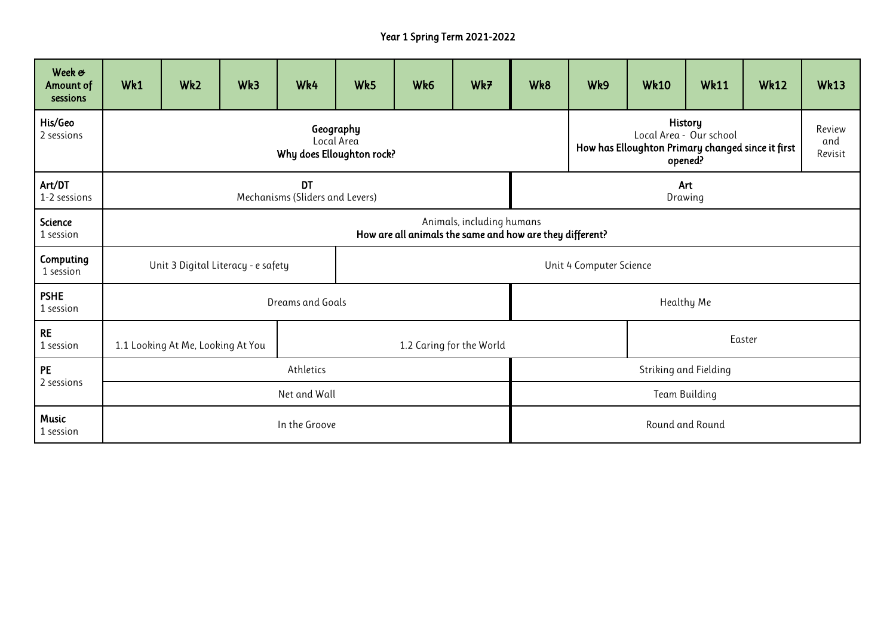# Year 1 Spring Term 2021-2022

| Week & Amount of sessions | Wk1 | Wk2 | Wk3 | Wk4 | Wk5 | Wk6 | Wk7 | Wk8 | Wk9 | Wk10 | Wk11 | Wk12 | Wk13 |
|---|---|---|---|---|---|---|---|---|---|---|---|---|---|
| **His/Geo** 2 sessions | **Geography** Local Area **Why does Elloughton rock?** | | | | | | | | **History** Local Area - Our school **How has Elloughton Primary changed since it first opened?** | | | | Review and Revisit |
| **Art/DT** 1-2 sessions | **DT** Mechanisms (Sliders and Levers) | | | | | | | **Art** Drawing | | | | | |
| **Science** 1 session | Animals, including humans **How are all animals the same and how are they different?** | | | | | | | | | | | | |
| **Computing** 1 session | Unit 3 Digital Literacy - e safety | | | | Unit 4 Computer Science | | | | | | | | |
| **PSHE** 1 session | Dreams and Goals | | | | | | | Healthy Me | | | | | |
| **RE** 1 session | 1.1 Looking At Me, Looking At You | | | 1.2 Caring for the World | | | | | | Easter | | | |
| **PE** 2 sessions | Athletics | | | | | | | Striking and Fielding | | | | | |
| | Net and Wall | | | | | | | Team Building | | | | | |
| **Music** 1 session | In the Groove | | | | | | | Round and Round | | | | | |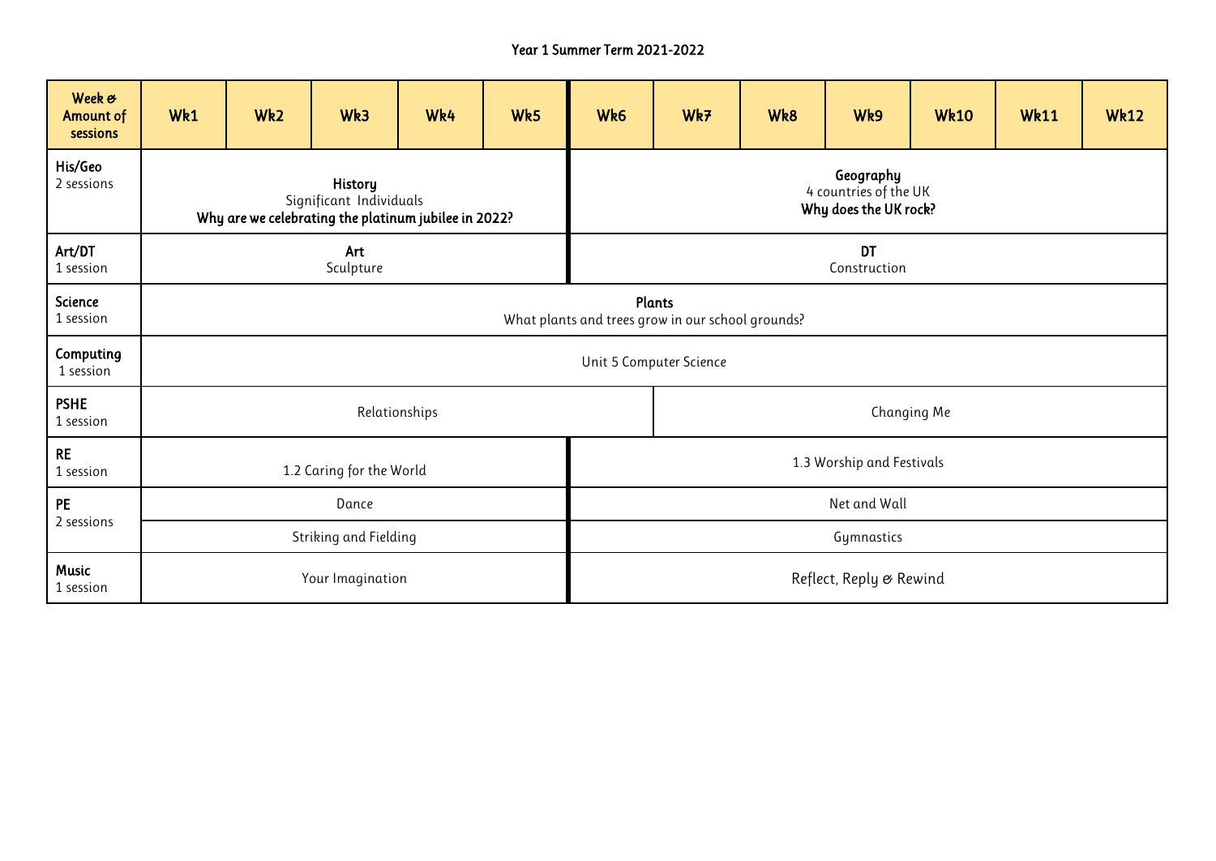Year 1 Summer Term 2021-2022

| Week & Amount of sessions | Wk1 | Wk2 | Wk3 | Wk4 | Wk5 | Wk6 | Wk7 | Wk8 | Wk9 | Wk10 | Wk11 | Wk12 |
|---|---|---|---|---|---|---|---|---|---|---|---|---|
| **His/Geo** 2 sessions | **History** Significant Individuals **Why are we celebrating the platinum jubilee in 2022?** | | | | | **Geography** 4 countries of the UK **Why does the UK rock?** | | | | | | |
| **Art/DT** 1 session | **Art** Sculpture | | | | | **DT** Construction | | | | | | |
| **Science** 1 session | **Plants** What plants and trees grow in our school grounds? | | | | | | | | | | | |
| **Computing** 1 session | Unit 5 Computer Science | | | | | | | | | | | |
| **PSHE** 1 session | Relationships | | | | | | Changing Me | | | | | |
| **RE** 1 session | 1.2 Caring for the World | | | | | 1.3 Worship and Festivals | | | | | | |
| **PE** 2 sessions | Dance | | | | | Net and Wall | | | | | | |
| | Striking and Fielding | | | | | Gymnastics | | | | | | |
| **Music** 1 session | Your Imagination | | | | | Reflect, Reply & Rewind | | | | | | |